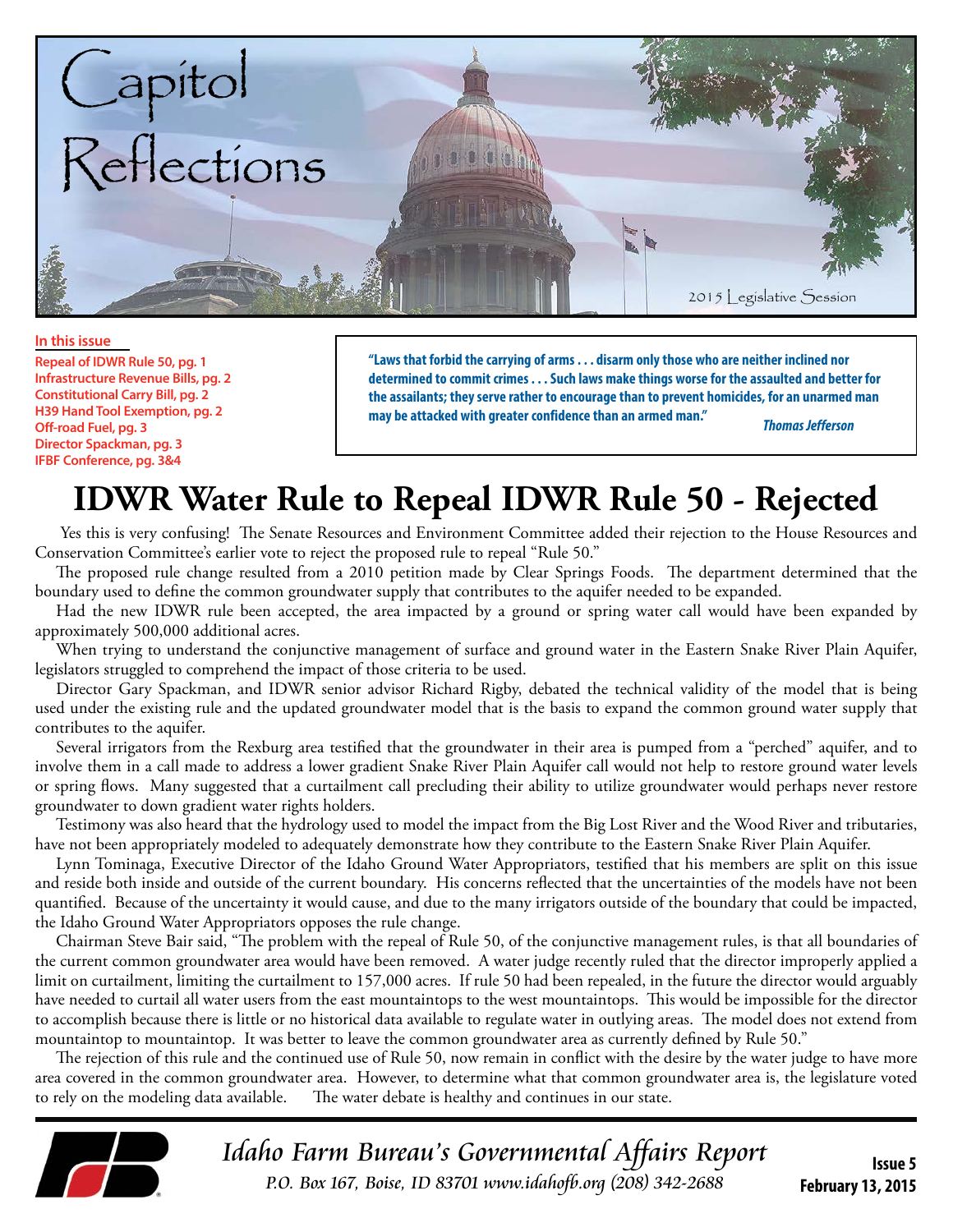# Capitol Reflections

2015 Legislative Session

**In this issue**

- Repeal of IDWR Rule 50, pg. 1
- Infrastructure Revenue Bills, pg. 2
- Constitutional Carry Bill, pg. 2
- H39 Hand Tool Exemption, pg. 2
- Off-road Fuel, pg. 3
- Director Spackman, pg. 3
- IFBF Conference, pg. 3&4

> **"Laws that forbid the carrying of arms . . . disarm only those who are neither inclined nor determined to commit crimes . . . Such laws make things worse for the assaulted and better for the assailants; they serve rather to encourage than to prevent homicides, for an unarmed man may be attacked with greater confidence than an armed man."**
>
> ***Thomas Jefferson***

# IDWR Water Rule to Repeal IDWR Rule 50 - Rejected

Yes this is very confusing! The Senate Resources and Environment Committee added their rejection to the House Resources and Conservation Committee's earlier vote to reject the proposed rule to repeal "Rule 50."

The proposed rule change resulted from a 2010 petition made by Clear Springs Foods. The department determined that the boundary used to define the common groundwater supply that contributes to the aquifer needed to be expanded.

Had the new IDWR rule been accepted, the area impacted by a ground or spring water call would have been expanded by approximately 500,000 additional acres.

When trying to understand the conjunctive management of surface and ground water in the Eastern Snake River Plain Aquifer, legislators struggled to comprehend the impact of those criteria to be used.

Director Gary Spackman, and IDWR senior advisor Richard Rigby, debated the technical validity of the model that is being used under the existing rule and the updated groundwater model that is the basis to expand the common ground water supply that contributes to the aquifer.

Several irrigators from the Rexburg area testified that the groundwater in their area is pumped from a "perched" aquifer, and to involve them in a call made to address a lower gradient Snake River Plain Aquifer call would not help to restore ground water levels or spring flows. Many suggested that a curtailment call precluding their ability to utilize groundwater would perhaps never restore groundwater to down gradient water rights holders.

Testimony was also heard that the hydrology used to model the impact from the Big Lost River and the Wood River and tributaries, have not been appropriately modeled to adequately demonstrate how they contribute to the Eastern Snake River Plain Aquifer.

Lynn Tominaga, Executive Director of the Idaho Ground Water Appropriators, testified that his members are split on this issue and reside both inside and outside of the current boundary. His concerns reflected that the uncertainties of the models have not been quantified. Because of the uncertainty it would cause, and due to the many irrigators outside of the boundary that could be impacted, the Idaho Ground Water Appropriators opposes the rule change.

Chairman Steve Bair said, "The problem with the repeal of Rule 50, of the conjunctive management rules, is that all boundaries of the current common groundwater area would have been removed. A water judge recently ruled that the director improperly applied a limit on curtailment, limiting the curtailment to 157,000 acres. If rule 50 had been repealed, in the future the director would arguably have needed to curtail all water users from the east mountaintops to the west mountaintops. This would be impossible for the director to accomplish because there is little or no historical data available to regulate water in outlying areas. The model does not extend from mountaintop to mountaintop. It was better to leave the common groundwater area as currently defined by Rule 50."

The rejection of this rule and the continued use of Rule 50, now remain in conflict with the desire by the water judge to have more area covered in the common groundwater area. However, to determine what that common groundwater area is, the legislature voted to rely on the modeling data available. The water debate is healthy and continues in our state.

*Idaho Farm Bureau's Governmental Affairs Report*

*P.O. Box 167, Boise, ID 83701 www.idahofb.org (208) 342-2688*

**Issue 5**
**February 13, 2015**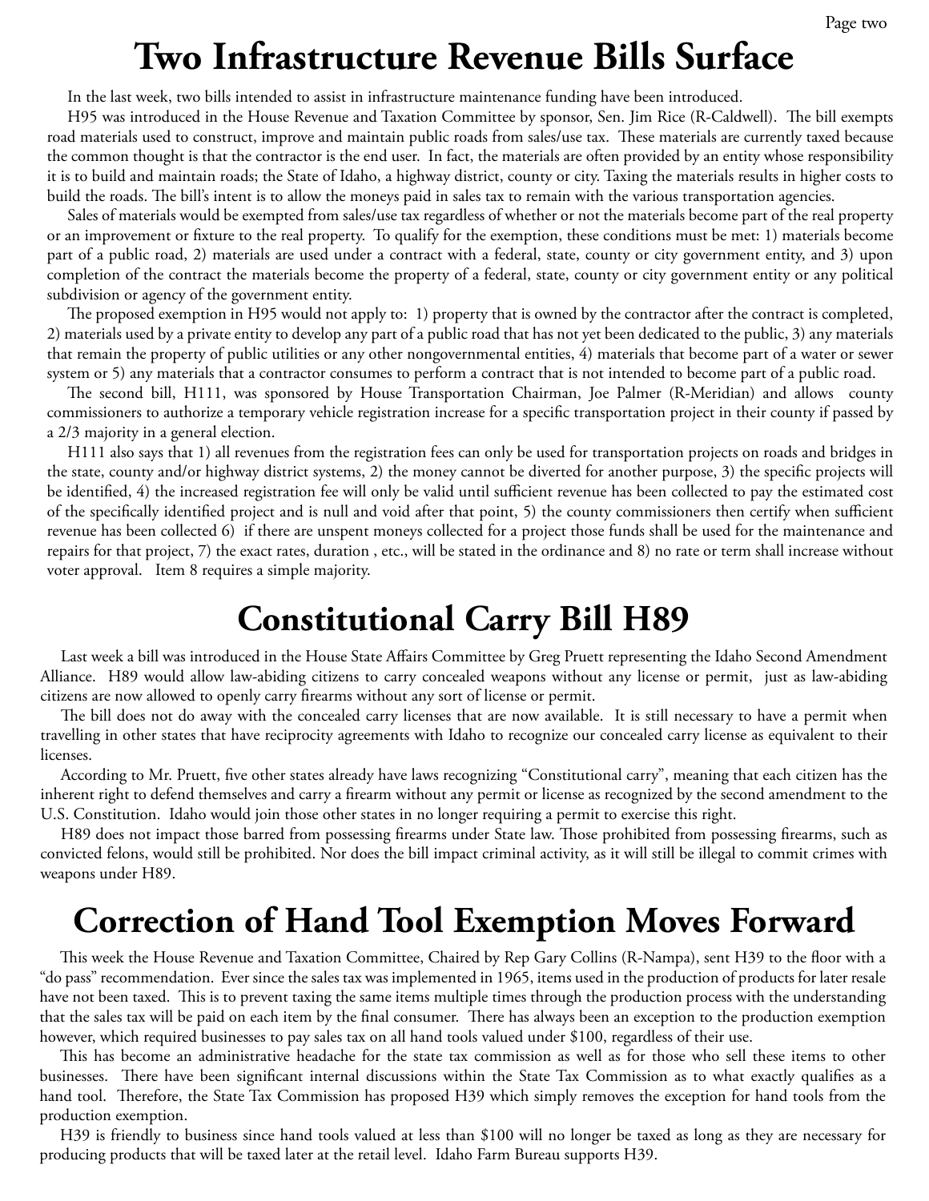# Two Infrastructure Revenue Bills Surface

In the last week, two bills intended to assist in infrastructure maintenance funding have been introduced.

H95 was introduced in the House Revenue and Taxation Committee by sponsor, Sen. Jim Rice (R-Caldwell). The bill exempts road materials used to construct, improve and maintain public roads from sales/use tax. These materials are currently taxed because the common thought is that the contractor is the end user. In fact, the materials are often provided by an entity whose responsibility it is to build and maintain roads; the State of Idaho, a highway district, county or city. Taxing the materials results in higher costs to build the roads. The bill's intent is to allow the moneys paid in sales tax to remain with the various transportation agencies.

Sales of materials would be exempted from sales/use tax regardless of whether or not the materials become part of the real property or an improvement or fixture to the real property. To qualify for the exemption, these conditions must be met: 1) materials become part of a public road, 2) materials are used under a contract with a federal, state, county or city government entity, and 3) upon completion of the contract the materials become the property of a federal, state, county or city government entity or any political subdivision or agency of the government entity.

The proposed exemption in H95 would not apply to: 1) property that is owned by the contractor after the contract is completed, 2) materials used by a private entity to develop any part of a public road that has not yet been dedicated to the public, 3) any materials that remain the property of public utilities or any other nongovernmental entities, 4) materials that become part of a water or sewer system or 5) any materials that a contractor consumes to perform a contract that is not intended to become part of a public road.

The second bill, H111, was sponsored by House Transportation Chairman, Joe Palmer (R-Meridian) and allows county commissioners to authorize a temporary vehicle registration increase for a specific transportation project in their county if passed by a 2/3 majority in a general election.

H111 also says that 1) all revenues from the registration fees can only be used for transportation projects on roads and bridges in the state, county and/or highway district systems, 2) the money cannot be diverted for another purpose, 3) the specific projects will be identified, 4) the increased registration fee will only be valid until sufficient revenue has been collected to pay the estimated cost of the specifically identified project and is null and void after that point, 5) the county commissioners then certify when sufficient revenue has been collected 6) if there are unspent moneys collected for a project those funds shall be used for the maintenance and repairs for that project, 7) the exact rates, duration , etc., will be stated in the ordinance and 8) no rate or term shall increase without voter approval. Item 8 requires a simple majority.

# Constitutional Carry Bill H89

Last week a bill was introduced in the House State Affairs Committee by Greg Pruett representing the Idaho Second Amendment Alliance. H89 would allow law-abiding citizens to carry concealed weapons without any license or permit, just as law-abiding citizens are now allowed to openly carry firearms without any sort of license or permit.

The bill does not do away with the concealed carry licenses that are now available. It is still necessary to have a permit when travelling in other states that have reciprocity agreements with Idaho to recognize our concealed carry license as equivalent to their licenses.

According to Mr. Pruett, five other states already have laws recognizing "Constitutional carry", meaning that each citizen has the inherent right to defend themselves and carry a firearm without any permit or license as recognized by the second amendment to the U.S. Constitution. Idaho would join those other states in no longer requiring a permit to exercise this right.

H89 does not impact those barred from possessing firearms under State law. Those prohibited from possessing firearms, such as convicted felons, would still be prohibited. Nor does the bill impact criminal activity, as it will still be illegal to commit crimes with weapons under H89.

# Correction of Hand Tool Exemption Moves Forward

This week the House Revenue and Taxation Committee, Chaired by Rep Gary Collins (R-Nampa), sent H39 to the floor with a "do pass" recommendation. Ever since the sales tax was implemented in 1965, items used in the production of products for later resale have not been taxed. This is to prevent taxing the same items multiple times through the production process with the understanding that the sales tax will be paid on each item by the final consumer. There has always been an exception to the production exemption however, which required businesses to pay sales tax on all hand tools valued under $100, regardless of their use.

This has become an administrative headache for the state tax commission as well as for those who sell these items to other businesses. There have been significant internal discussions within the State Tax Commission as to what exactly qualifies as a hand tool. Therefore, the State Tax Commission has proposed H39 which simply removes the exception for hand tools from the production exemption.

H39 is friendly to business since hand tools valued at less than $100 will no longer be taxed as long as they are necessary for producing products that will be taxed later at the retail level. Idaho Farm Bureau supports H39.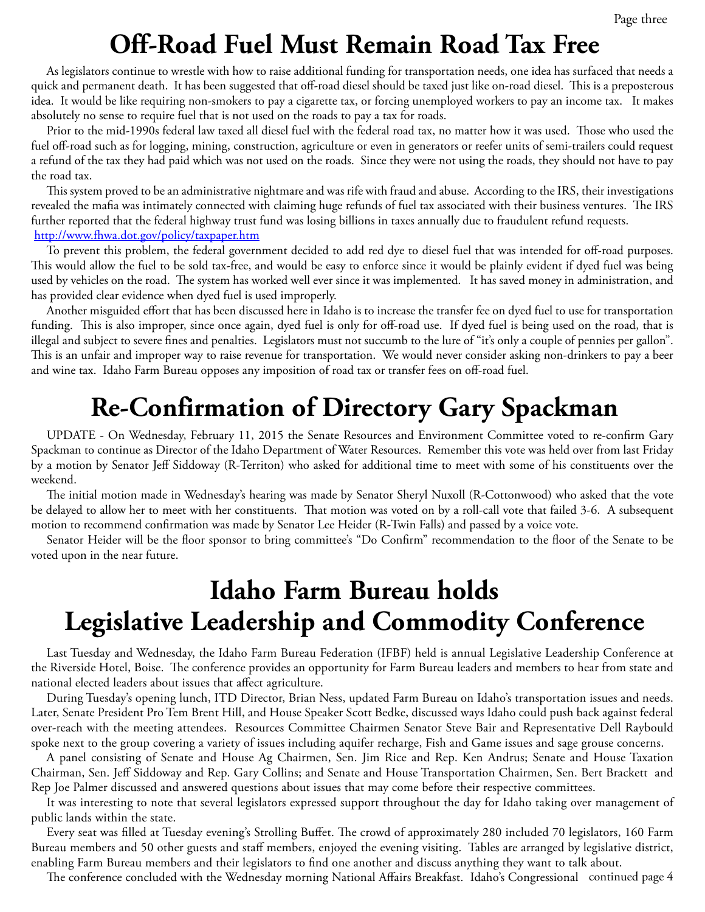# Off-Road Fuel Must Remain Road Tax Free

As legislators continue to wrestle with how to raise additional funding for transportation needs, one idea has surfaced that needs a quick and permanent death. It has been suggested that off-road diesel should be taxed just like on-road diesel. This is a preposterous idea. It would be like requiring non-smokers to pay a cigarette tax, or forcing unemployed workers to pay an income tax. It makes absolutely no sense to require fuel that is not used on the roads to pay a tax for roads.

Prior to the mid-1990s federal law taxed all diesel fuel with the federal road tax, no matter how it was used. Those who used the fuel off-road such as for logging, mining, construction, agriculture or even in generators or reefer units of semi-trailers could request a refund of the tax they had paid which was not used on the roads. Since they were not using the roads, they should not have to pay the road tax.

This system proved to be an administrative nightmare and was rife with fraud and abuse. According to the IRS, their investigations revealed the mafia was intimately connected with claiming huge refunds of fuel tax associated with their business ventures. The IRS further reported that the federal highway trust fund was losing billions in taxes annually due to fraudulent refund requests. http://www.fhwa.dot.gov/policy/taxpaper.htm

To prevent this problem, the federal government decided to add red dye to diesel fuel that was intended for off-road purposes. This would allow the fuel to be sold tax-free, and would be easy to enforce since it would be plainly evident if dyed fuel was being used by vehicles on the road. The system has worked well ever since it was implemented. It has saved money in administration, and has provided clear evidence when dyed fuel is used improperly.

Another misguided effort that has been discussed here in Idaho is to increase the transfer fee on dyed fuel to use for transportation funding. This is also improper, since once again, dyed fuel is only for off-road use. If dyed fuel is being used on the road, that is illegal and subject to severe fines and penalties. Legislators must not succumb to the lure of "it's only a couple of pennies per gallon". This is an unfair and improper way to raise revenue for transportation. We would never consider asking non-drinkers to pay a beer and wine tax. Idaho Farm Bureau opposes any imposition of road tax or transfer fees on off-road fuel.

# Re-Confirmation of Directory Gary Spackman

UPDATE - On Wednesday, February 11, 2015 the Senate Resources and Environment Committee voted to re-confirm Gary Spackman to continue as Director of the Idaho Department of Water Resources. Remember this vote was held over from last Friday by a motion by Senator Jeff Siddoway (R-Territon) who asked for additional time to meet with some of his constituents over the weekend.

The initial motion made in Wednesday's hearing was made by Senator Sheryl Nuxoll (R-Cottonwood) who asked that the vote be delayed to allow her to meet with her constituents. That motion was voted on by a roll-call vote that failed 3-6. A subsequent motion to recommend confirmation was made by Senator Lee Heider (R-Twin Falls) and passed by a voice vote.

Senator Heider will be the floor sponsor to bring committee's "Do Confirm" recommendation to the floor of the Senate to be voted upon in the near future.

# Idaho Farm Bureau holds Legislative Leadership and Commodity Conference

Last Tuesday and Wednesday, the Idaho Farm Bureau Federation (IFBF) held is annual Legislative Leadership Conference at the Riverside Hotel, Boise. The conference provides an opportunity for Farm Bureau leaders and members to hear from state and national elected leaders about issues that affect agriculture.

During Tuesday's opening lunch, ITD Director, Brian Ness, updated Farm Bureau on Idaho's transportation issues and needs. Later, Senate President Pro Tem Brent Hill, and House Speaker Scott Bedke, discussed ways Idaho could push back against federal over-reach with the meeting attendees. Resources Committee Chairmen Senator Steve Bair and Representative Dell Raybould spoke next to the group covering a variety of issues including aquifer recharge, Fish and Game issues and sage grouse concerns.

A panel consisting of Senate and House Ag Chairmen, Sen. Jim Rice and Rep. Ken Andrus; Senate and House Taxation Chairman, Sen. Jeff Siddoway and Rep. Gary Collins; and Senate and House Transportation Chairmen, Sen. Bert Brackett and Rep Joe Palmer discussed and answered questions about issues that may come before their respective committees.

It was interesting to note that several legislators expressed support throughout the day for Idaho taking over management of public lands within the state.

Every seat was filled at Tuesday evening's Strolling Buffet. The crowd of approximately 280 included 70 legislators, 160 Farm Bureau members and 50 other guests and staff members, enjoyed the evening visiting. Tables are arranged by legislative district, enabling Farm Bureau members and their legislators to find one another and discuss anything they want to talk about.

The conference concluded with the Wednesday morning National Affairs Breakfast. Idaho's Congressional continued page 4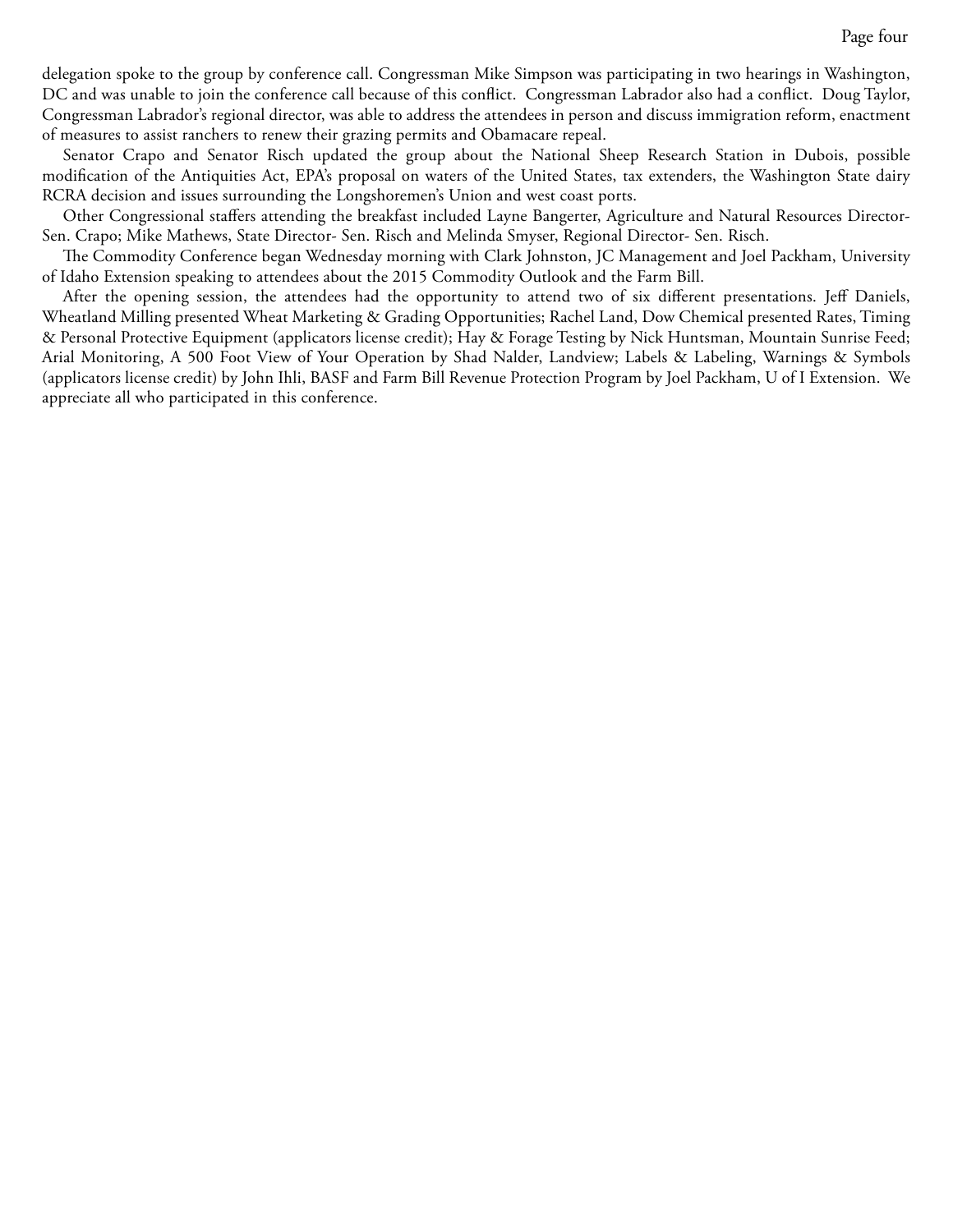delegation spoke to the group by conference call. Congressman Mike Simpson was participating in two hearings in Washington, DC and was unable to join the conference call because of this conflict. Congressman Labrador also had a conflict. Doug Taylor, Congressman Labrador's regional director, was able to address the attendees in person and discuss immigration reform, enactment of measures to assist ranchers to renew their grazing permits and Obamacare repeal.

Senator Crapo and Senator Risch updated the group about the National Sheep Research Station in Dubois, possible modification of the Antiquities Act, EPA's proposal on waters of the United States, tax extenders, the Washington State dairy RCRA decision and issues surrounding the Longshoremen's Union and west coast ports.

Other Congressional staffers attending the breakfast included Layne Bangerter, Agriculture and Natural Resources Director- Sen. Crapo; Mike Mathews, State Director- Sen. Risch and Melinda Smyser, Regional Director- Sen. Risch.

The Commodity Conference began Wednesday morning with Clark Johnston, JC Management and Joel Packham, University of Idaho Extension speaking to attendees about the 2015 Commodity Outlook and the Farm Bill.

After the opening session, the attendees had the opportunity to attend two of six different presentations. Jeff Daniels, Wheatland Milling presented Wheat Marketing & Grading Opportunities; Rachel Land, Dow Chemical presented Rates, Timing & Personal Protective Equipment (applicators license credit); Hay & Forage Testing by Nick Huntsman, Mountain Sunrise Feed; Arial Monitoring, A 500 Foot View of Your Operation by Shad Nalder, Landview; Labels & Labeling, Warnings & Symbols (applicators license credit) by John Ihli, BASF and Farm Bill Revenue Protection Program by Joel Packham, U of I Extension. We appreciate all who participated in this conference.